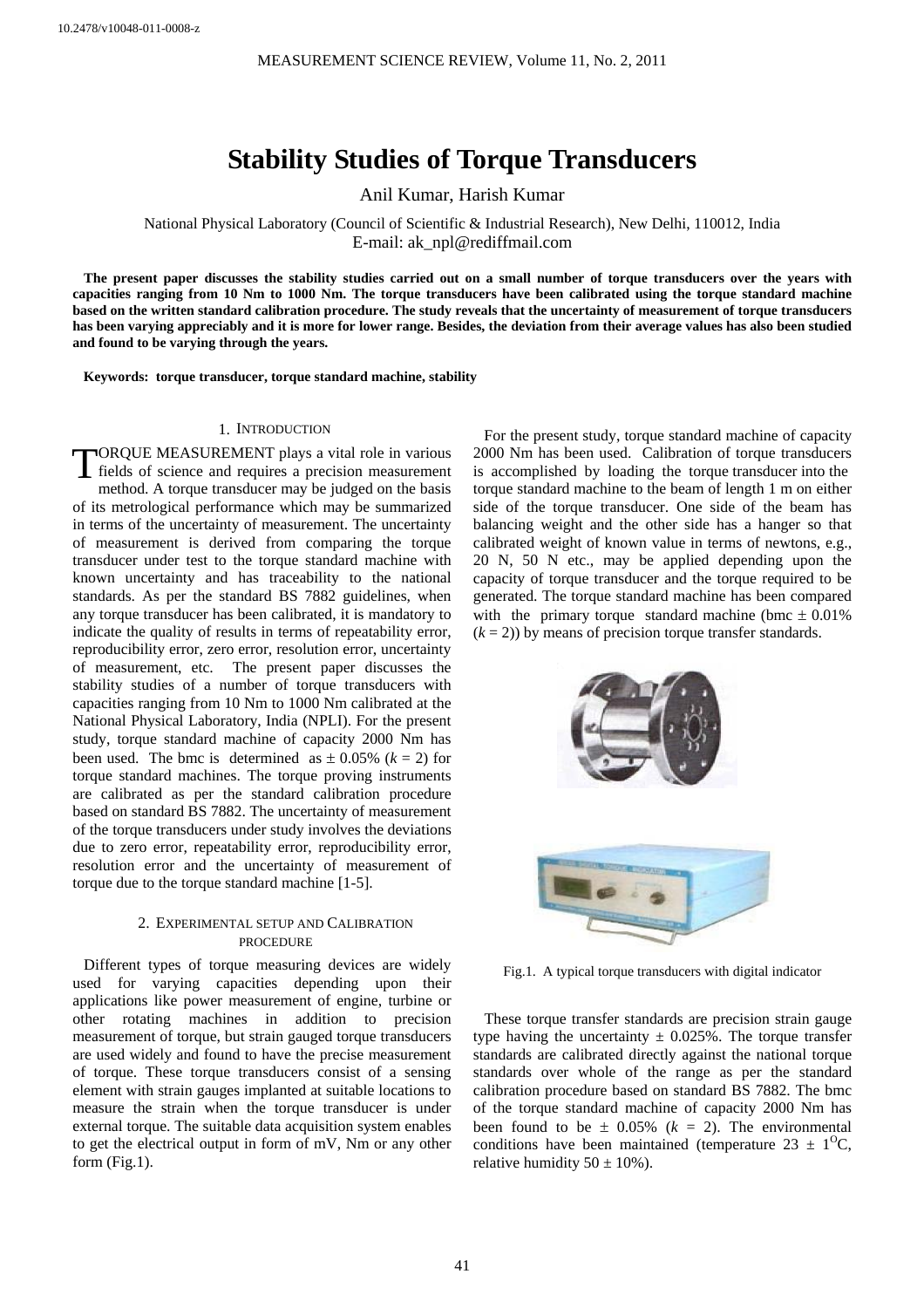10.2478/v10048-011-0008-z

# Stability Studies of Torque Transducers

Anil Kumar, Harish Kumar

National Physical Laboratory (Council of Scientific & Industrial Research), New Delhi, 110012, India
E-mail: ak_npl@rediffmail.com

**The present paper discusses the stability studies carried out on a small number of torque transducers over the years with capacities ranging from 10 Nm to 1000 Nm. The torque transducers have been calibrated using the torque standard machine based on the written standard calibration procedure. The study reveals that the uncertainty of measurement of torque transducers has been varying appreciably and it is more for lower range. Besides, the deviation from their average values has also been studied and found to be varying through the years.**

**Keywords: torque transducer, torque standard machine, stability**

## 1. Introduction

TORQUE MEASUREMENT plays a vital role in various fields of science and requires a precision measurement method. A torque transducer may be judged on the basis of its metrological performance which may be summarized in terms of the uncertainty of measurement. The uncertainty of measurement is derived from comparing the torque transducer under test to the torque standard machine with known uncertainty and has traceability to the national standards. As per the standard BS 7882 guidelines, when any torque transducer has been calibrated, it is mandatory to indicate the quality of results in terms of repeatability error, reproducibility error, zero error, resolution error, uncertainty of measurement, etc. The present paper discusses the stability studies of a number of torque transducers with capacities ranging from 10 Nm to 1000 Nm calibrated at the National Physical Laboratory, India (NPLI). For the present study, torque standard machine of capacity 2000 Nm has been used. The bmc is determined as ± 0.05% ($k$ = 2) for torque standard machines. The torque proving instruments are calibrated as per the standard calibration procedure based on standard BS 7882. The uncertainty of measurement of the torque transducers under study involves the deviations due to zero error, repeatability error, reproducibility error, resolution error and the uncertainty of measurement of torque due to the torque standard machine [1-5].

## 2. Experimental setup and Calibration procedure

Different types of torque measuring devices are widely used for varying capacities depending upon their applications like power measurement of engine, turbine or other rotating machines in addition to precision measurement of torque, but strain gauged torque transducers are used widely and found to have the precise measurement of torque. These torque transducers consist of a sensing element with strain gauges implanted at suitable locations to measure the strain when the torque transducer is under external torque. The suitable data acquisition system enables to get the electrical output in form of mV, Nm or any other form (Fig.1).

For the present study, torque standard machine of capacity 2000 Nm has been used. Calibration of torque transducers is accomplished by loading the torque transducer into the torque standard machine to the beam of length 1 m on either side of the torque transducer. One side of the beam has balancing weight and the other side has a hanger so that calibrated weight of known value in terms of newtons, e.g., 20 N, 50 N etc., may be applied depending upon the capacity of torque transducer and the torque required to be generated. The torque standard machine has been compared with the primary torque standard machine (bmc ± 0.01% ($k$ = 2)) by means of precision torque transfer standards.

Fig.1. A typical torque transducers with digital indicator

These torque transfer standards are precision strain gauge type having the uncertainty ± 0.025%. The torque transfer standards are calibrated directly against the national torque standards over whole of the range as per the standard calibration procedure based on standard BS 7882. The bmc of the torque standard machine of capacity 2000 Nm has been found to be ± 0.05% ($k$ = 2). The environmental conditions have been maintained (temperature 23 ± 1$^{O}$C, relative humidity 50 ± 10%).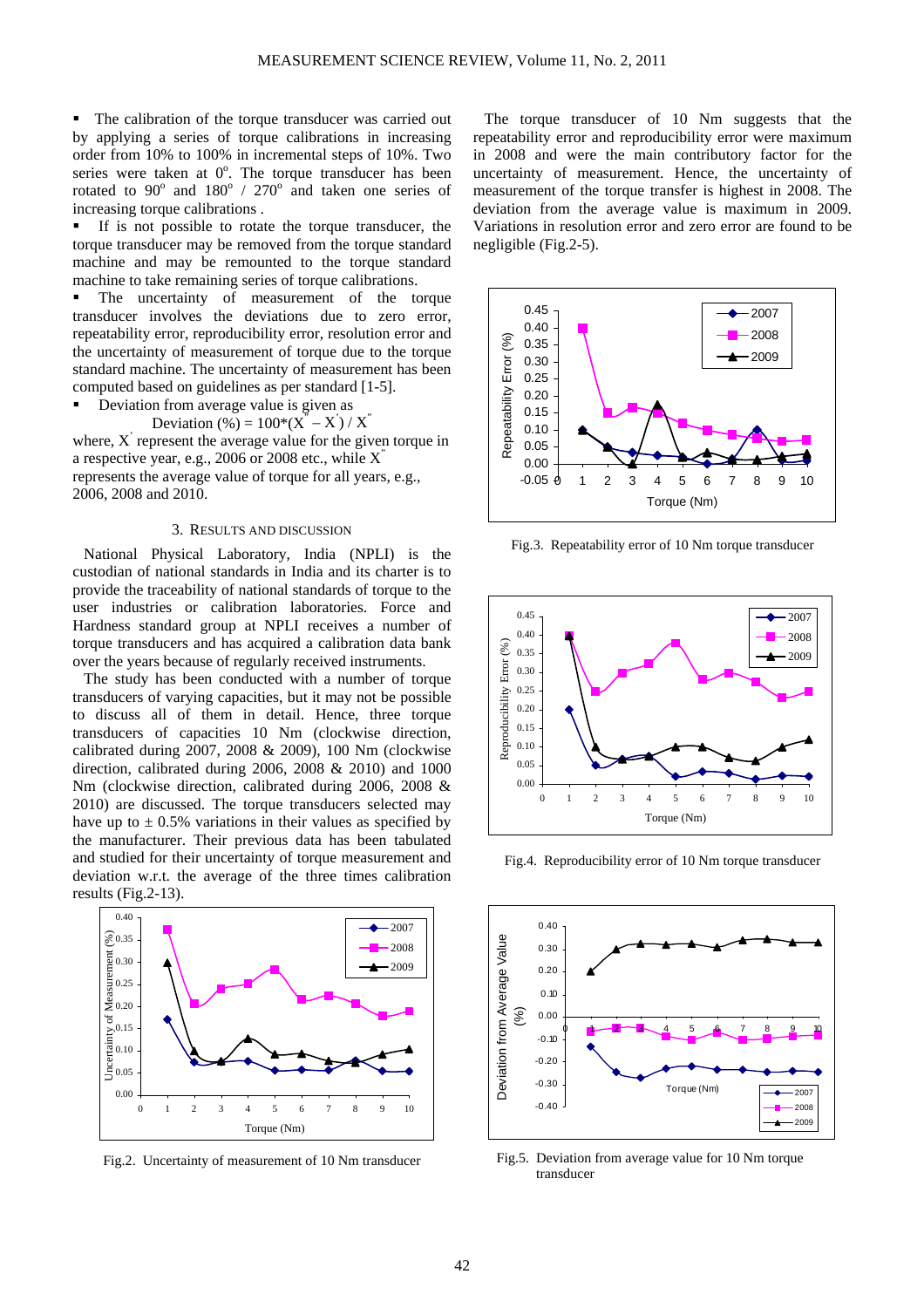- The calibration of the torque transducer was carried out by applying a series of torque calibrations in increasing order from 10% to 100% in incremental steps of 10%. Two series were taken at $0^o$. The torque transducer has been rotated to $90^o$ and $180^o$ / $270^o$ and taken one series of increasing torque calibrations .
- If is not possible to rotate the torque transducer, the torque transducer may be removed from the torque standard machine and may be remounted to the torque standard machine to take remaining series of torque calibrations.
- The uncertainty of measurement of the torque transducer involves the deviations due to zero error, repeatability error, reproducibility error, resolution error and the uncertainty of measurement of torque due to the torque standard machine. The uncertainty of measurement has been computed based on guidelines as per standard [1-5].
- Deviation from average value is given as

$$\text{Deviation (\%)} = 100*(X^{''} - X^{'}) / X^{''}$$

where, $X^{'}$ represent the average value for the given torque in a respective year, e.g., 2006 or 2008 etc., while $X^{''}$ represents the average value of torque for all years, e.g., 2006, 2008 and 2010.

## 3. Results and discussion

National Physical Laboratory, India (NPLI) is the custodian of national standards in India and its charter is to provide the traceability of national standards of torque to the user industries or calibration laboratories. Force and Hardness standard group at NPLI receives a number of torque transducers and has acquired a calibration data bank over the years because of regularly received instruments.

The study has been conducted with a number of torque transducers of varying capacities, but it may not be possible to discuss all of them in detail. Hence, three torque transducers of capacities 10 Nm (clockwise direction, calibrated during 2007, 2008 & 2009), 100 Nm (clockwise direction, calibrated during 2006, 2008 & 2010) and 1000 Nm (clockwise direction, calibrated during 2006, 2008 & 2010) are discussed. The torque transducers selected may have up to ± 0.5% variations in their values as specified by the manufacturer. Their previous data has been tabulated and studied for their uncertainty of torque measurement and deviation w.r.t. the average of the three times calibration results (Fig.2-13).

Fig.2. Uncertainty of measurement of 10 Nm transducer

The torque transducer of 10 Nm suggests that the repeatability error and reproducibility error were maximum in 2008 and were the main contributory factor for the uncertainty of measurement. Hence, the uncertainty of measurement of the torque transfer is highest in 2008. The deviation from the average value is maximum in 2009. Variations in resolution error and zero error are found to be negligible (Fig.2-5).

Fig.3. Repeatability error of 10 Nm torque transducer

Fig.4. Reproducibility error of 10 Nm torque transducer

Fig.5. Deviation from average value for 10 Nm torque transducer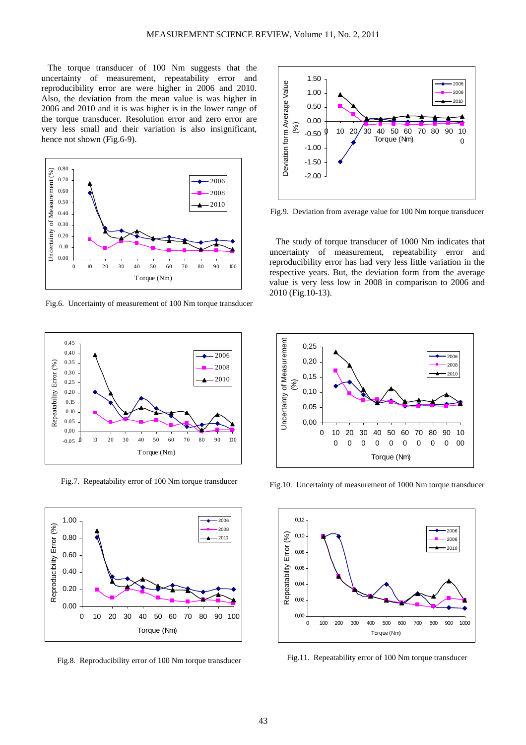The torque transducer of 100 Nm suggests that the uncertainty of measurement, repeatability error and reproducibility error are were higher in 2006 and 2010. Also, the deviation from the mean value is was higher in 2006 and 2010 and it is was higher is in the lower range of the torque transducer. Resolution error and zero error are very less small and their variation is also insignificant, hence not shown (Fig.6-9).

Fig.6. Uncertainty of measurement of 100 Nm torque transducer

Fig.7. Repeatability error of 100 Nm torque transducer

Fig.8. Reproducibility error of 100 Nm torque transducer

Fig.9. Deviation from average value for 100 Nm torque transducer

The study of torque transducer of 1000 Nm indicates that uncertainty of measurement, repeatability error and reproducibility error has had very less little variation in the respective years. But, the deviation form from the average value is very less low in 2008 in comparison to 2006 and 2010 (Fig.10-13).

Fig.10. Uncertainty of measurement of 1000 Nm torque transducer

Fig.11. Repeatability error of 100 Nm torque transducer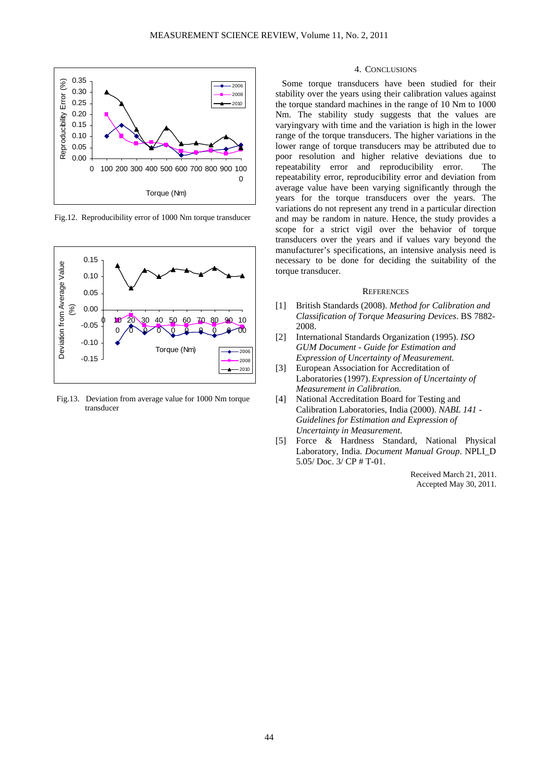Reproducibility Error (%)

0.35
0.30
0.25
0.20
0.15
0.10
0.05
0.00

0 100 200 300 400 500 600 700 800 900 1000

Torque (Nm)

2006
2008
2010

Fig.12. Reproducibility error of 1000 Nm torque transducer

Deviation from Average Value (%)

0.15
0.10
0.05
0.00
-0.05
-0.10
-0.15

0 100 200 300 400 500 600 700 800 900 1000

Torque (Nm)

2006
2008
2010

Fig.13. Deviation from average value for 1000 Nm torque transducer

## 4. CONCLUSIONS

Some torque transducers have been studied for their stability over the years using their calibration values against the torque standard machines in the range of 10 Nm to 1000 Nm. The stability study suggests that the values are varyingvary with time and the variation is high in the lower range of the torque transducers. The higher variations in the lower range of torque transducers may be attributed due to poor resolution and higher relative deviations due to repeatability error and reproducibility error. The repeatability error, reproducibility error and deviation from average value have been varying significantly through the years for the torque transducers over the years. The variations do not represent any trend in a particular direction and may be random in nature. Hence, the study provides a scope for a strict vigil over the behavior of torque transducers over the years and if values vary beyond the manufacturer's specifications, an intensive analysis need is necessary to be done for deciding the suitability of the torque transducer.

## REFERENCES

[1] British Standards (2008). *Method for Calibration and Classification of Torque Measuring Devices*. BS 7882-2008.

[2] International Standards Organization (1995). *ISO GUM Document - Guide for Estimation and Expression of Uncertainty of Measurement.*

[3] European Association for Accreditation of Laboratories (1997). *Expression of Uncertainty of Measurement in Calibration.*

[4] National Accreditation Board for Testing and Calibration Laboratories, India (2000). *NABL 141 - Guidelines for Estimation and Expression of Uncertainty in Measurement.*

[5] Force & Hardness Standard, National Physical Laboratory, India. *Document Manual Group*. NPLI_D 5.05/ Doc. 3/ CP # T-01.

Received March 21, 2011.
Accepted May 30, 2011.